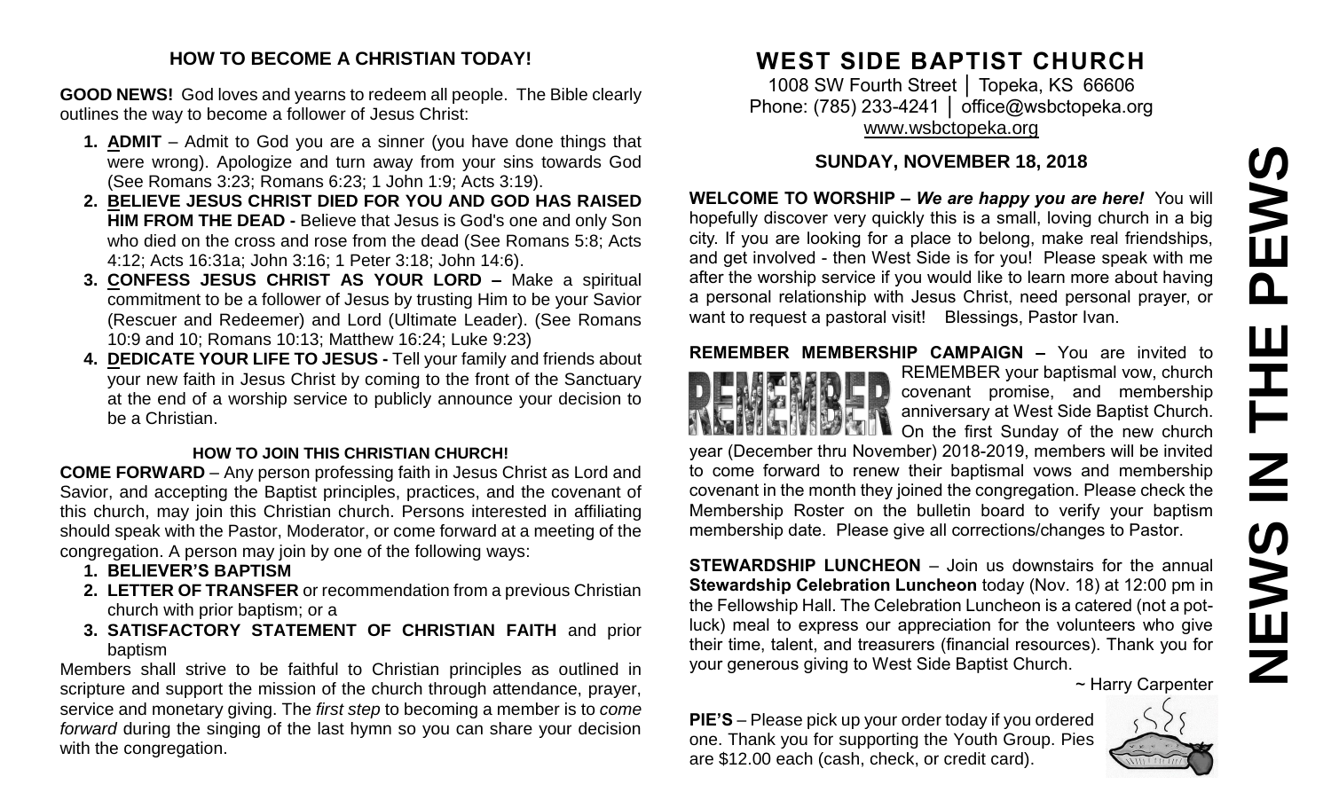## HOW TO BECOME A CHRISTIAN TODAY!

**GOOD NEWS!** God loves and yearns to redeem all people. The Bible clearly outlines the way to become a follower of Jesus Christ:

1. **ADMIT** – Admit to God you are a sinner (you have done things that were wrong). Apologize and turn away from your sins towards God (See Romans 3:23; Romans 6:23; 1 John 1:9; Acts 3:19).
2. **BELIEVE JESUS CHRIST DIED FOR YOU AND GOD HAS RAISED HIM FROM THE DEAD -** Believe that Jesus is God's one and only Son who died on the cross and rose from the dead (See Romans 5:8; Acts 4:12; Acts 16:31a; John 3:16; 1 Peter 3:18; John 14:6).
3. **CONFESS JESUS CHRIST AS YOUR LORD –** Make a spiritual commitment to be a follower of Jesus by trusting Him to be your Savior (Rescuer and Redeemer) and Lord (Ultimate Leader). (See Romans 10:9 and 10; Romans 10:13; Matthew 16:24; Luke 9:23)
4. **DEDICATE YOUR LIFE TO JESUS -** Tell your family and friends about your new faith in Jesus Christ by coming to the front of the Sanctuary at the end of a worship service to publicly announce your decision to be a Christian.

### HOW TO JOIN THIS CHRISTIAN CHURCH!

**COME FORWARD** – Any person professing faith in Jesus Christ as Lord and Savior, and accepting the Baptist principles, practices, and the covenant of this church, may join this Christian church. Persons interested in affiliating should speak with the Pastor, Moderator, or come forward at a meeting of the congregation. A person may join by one of the following ways:

1. **BELIEVER'S BAPTISM**
2. **LETTER OF TRANSFER** or recommendation from a previous Christian church with prior baptism; or a
3. **SATISFACTORY STATEMENT OF CHRISTIAN FAITH** and prior baptism

Members shall strive to be faithful to Christian principles as outlined in scripture and support the mission of the church through attendance, prayer, service and monetary giving. The *first step* to becoming a member is to *come forward* during the singing of the last hymn so you can share your decision with the congregation.

# WEST SIDE BAPTIST CHURCH

1008 SW Fourth Street │ Topeka, KS 66606
Phone: (785) 233-4241 │ office@wsbctopeka.org
www.wsbctopeka.org

# NEWS IN THE PEWS

## SUNDAY, NOVEMBER 18, 2018

**WELCOME TO WORSHIP –** ***We are happy you are here!*** You will hopefully discover very quickly this is a small, loving church in a big city. If you are looking for a place to belong, make real friendships, and get involved - then West Side is for you! Please speak with me after the worship service if you would like to learn more about having a personal relationship with Jesus Christ, need personal prayer, or want to request a pastoral visit! Blessings, Pastor Ivan.

**REMEMBER MEMBERSHIP CAMPAIGN –** You are invited to REMEMBER your baptismal vow, church covenant promise, and membership anniversary at West Side Baptist Church. On the first Sunday of the new church year (December thru November) 2018-2019, members will be invited to come forward to renew their baptismal vows and membership covenant in the month they joined the congregation. Please check the Membership Roster on the bulletin board to verify your baptism membership date. Please give all corrections/changes to Pastor.

**STEWARDSHIP LUNCHEON** – Join us downstairs for the annual **Stewardship Celebration Luncheon** today (Nov. 18) at 12:00 pm in the Fellowship Hall. The Celebration Luncheon is a catered (not a pot-luck) meal to express our appreciation for the volunteers who give their time, talent, and treasurers (financial resources). Thank you for your generous giving to West Side Baptist Church.

~ Harry Carpenter

**PIE'S** – Please pick up your order today if you ordered one. Thank you for supporting the Youth Group. Pies are $12.00 each (cash, check, or credit card).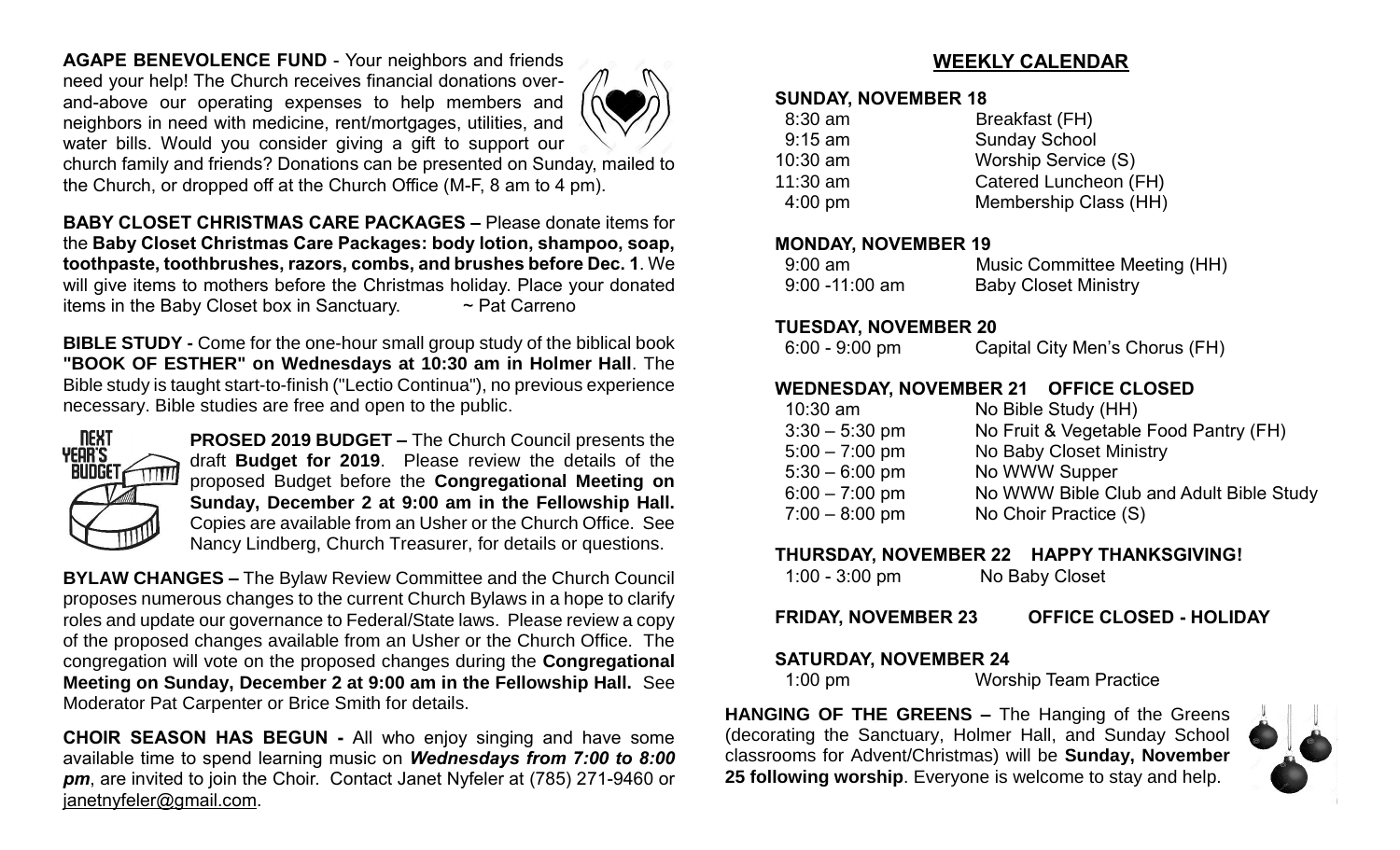**AGAPE BENEVOLENCE FUND** - Your neighbors and friends need your help! The Church receives financial donations over-and-above our operating expenses to help members and neighbors in need with medicine, rent/mortgages, utilities, and water bills. Would you consider giving a gift to support our church family and friends? Donations can be presented on Sunday, mailed to the Church, or dropped off at the Church Office (M-F, 8 am to 4 pm).

**BABY CLOSET CHRISTMAS CARE PACKAGES –** Please donate items for the **Baby Closet Christmas Care Packages: body lotion, shampoo, soap, toothpaste, toothbrushes, razors, combs, and brushes before Dec. 1**. We will give items to mothers before the Christmas holiday. Place your donated items in the Baby Closet box in Sanctuary. ~ Pat Carreno

**BIBLE STUDY -** Come for the one-hour small group study of the biblical book **"BOOK OF ESTHER" on Wednesdays at 10:30 am in Holmer Hall**. The Bible study is taught start-to-finish ("Lectio Continua"), no previous experience necessary. Bible studies are free and open to the public.

**PROSED 2019 BUDGET –** The Church Council presents the draft **Budget for 2019**. Please review the details of the proposed Budget before the **Congregational Meeting on Sunday, December 2 at 9:00 am in the Fellowship Hall.** Copies are available from an Usher or the Church Office. See Nancy Lindberg, Church Treasurer, for details or questions.

**BYLAW CHANGES –** The Bylaw Review Committee and the Church Council proposes numerous changes to the current Church Bylaws in a hope to clarify roles and update our governance to Federal/State laws. Please review a copy of the proposed changes available from an Usher or the Church Office. The congregation will vote on the proposed changes during the **Congregational Meeting on Sunday, December 2 at 9:00 am in the Fellowship Hall.** See Moderator Pat Carpenter or Brice Smith for details.

**CHOIR SEASON HAS BEGUN -** All who enjoy singing and have some available time to spend learning music on ***Wednesdays from 7:00 to 8:00 pm***, are invited to join the Choir. Contact Janet Nyfeler at (785) 271-9460 or janetnyfeler@gmail.com.

## WEEKLY CALENDAR

**SUNDAY, NOVEMBER 18**

| | |
|---|---|
| 8:30 am | Breakfast (FH) |
| 9:15 am | Sunday School |
| 10:30 am | Worship Service (S) |
| 11:30 am | Catered Luncheon (FH) |
| 4:00 pm | Membership Class (HH) |

**MONDAY, NOVEMBER 19**

| | |
|---|---|
| 9:00 am | Music Committee Meeting (HH) |
| 9:00 -11:00 am | Baby Closet Ministry |

**TUESDAY, NOVEMBER 20**

| | |
|---|---|
| 6:00 - 9:00 pm | Capital City Men's Chorus (FH) |

**WEDNESDAY, NOVEMBER 21 OFFICE CLOSED**

| | |
|---|---|
| 10:30 am | No Bible Study (HH) |
| 3:30 – 5:30 pm | No Fruit & Vegetable Food Pantry (FH) |
| 5:00 – 7:00 pm | No Baby Closet Ministry |
| 5:30 – 6:00 pm | No WWW Supper |
| 6:00 – 7:00 pm | No WWW Bible Club and Adult Bible Study |
| 7:00 – 8:00 pm | No Choir Practice (S) |

**THURSDAY, NOVEMBER 22 HAPPY THANKSGIVING!**

| | |
|---|---|
| 1:00 - 3:00 pm | No Baby Closet |

**FRIDAY, NOVEMBER 23 OFFICE CLOSED - HOLIDAY**

**SATURDAY, NOVEMBER 24**

| | |
|---|---|
| 1:00 pm | Worship Team Practice |

**HANGING OF THE GREENS –** The Hanging of the Greens (decorating the Sanctuary, Holmer Hall, and Sunday School classrooms for Advent/Christmas) will be **Sunday, November 25 following worship**. Everyone is welcome to stay and help.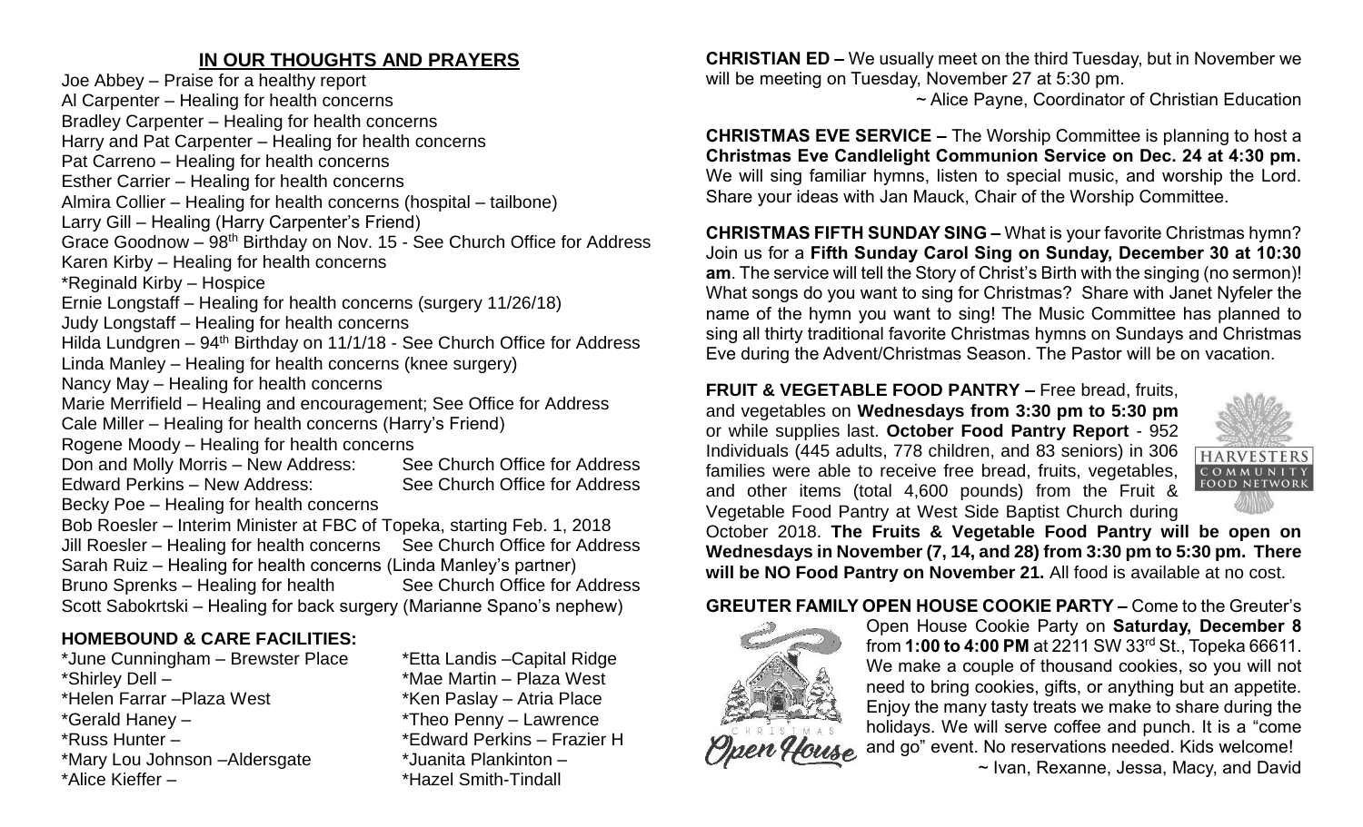## IN OUR THOUGHTS AND PRAYERS

Joe Abbey – Praise for a healthy report
Al Carpenter – Healing for health concerns
Bradley Carpenter – Healing for health concerns
Harry and Pat Carpenter – Healing for health concerns
Pat Carreno – Healing for health concerns
Esther Carrier – Healing for health concerns
Almira Collier – Healing for health concerns (hospital – tailbone)
Larry Gill – Healing (Harry Carpenter's Friend)
Grace Goodnow – 98th Birthday on Nov. 15 - See Church Office for Address
Karen Kirby – Healing for health concerns
*Reginald Kirby – Hospice
Ernie Longstaff – Healing for health concerns (surgery 11/26/18)
Judy Longstaff – Healing for health concerns
Hilda Lundgren – 94th Birthday on 11/1/18 - See Church Office for Address
Linda Manley – Healing for health concerns (knee surgery)
Nancy May – Healing for health concerns
Marie Merrifield – Healing and encouragement; See Office for Address
Cale Miller – Healing for health concerns (Harry's Friend)
Rogene Moody – Healing for health concerns
Don and Molly Morris – New Address: See Church Office for Address
Edward Perkins – New Address: See Church Office for Address
Becky Poe – Healing for health concerns
Bob Roesler – Interim Minister at FBC of Topeka, starting Feb. 1, 2018
Jill Roesler – Healing for health concerns See Church Office for Address
Sarah Ruiz – Healing for health concerns (Linda Manley's partner)
Bruno Sprenks – Healing for health See Church Office for Address
Scott Sabokrtski – Healing for back surgery (Marianne Spano's nephew)

### HOMEBOUND & CARE FACILITIES:

*June Cunningham – Brewster Place
*Shirley Dell –
*Helen Farrar –Plaza West
*Gerald Haney –
*Russ Hunter –
*Mary Lou Johnson –Aldersgate
*Alice Kieffer –
*Etta Landis –Capital Ridge
*Mae Martin – Plaza West
*Ken Paslay – Atria Place
*Theo Penny – Lawrence
*Edward Perkins – Frazier H
*Juanita Plankinton –
*Hazel Smith-Tindall

**CHRISTIAN ED –** We usually meet on the third Tuesday, but in November we will be meeting on Tuesday, November 27 at 5:30 pm.
~ Alice Payne, Coordinator of Christian Education

**CHRISTMAS EVE SERVICE –** The Worship Committee is planning to host a **Christmas Eve Candlelight Communion Service on Dec. 24 at 4:30 pm.** We will sing familiar hymns, listen to special music, and worship the Lord. Share your ideas with Jan Mauck, Chair of the Worship Committee.

**CHRISTMAS FIFTH SUNDAY SING –** What is your favorite Christmas hymn? Join us for a **Fifth Sunday Carol Sing on Sunday, December 30 at 10:30 am**. The service will tell the Story of Christ's Birth with the singing (no sermon)! What songs do you want to sing for Christmas? Share with Janet Nyfeler the name of the hymn you want to sing! The Music Committee has planned to sing all thirty traditional favorite Christmas hymns on Sundays and Christmas Eve during the Advent/Christmas Season. The Pastor will be on vacation.

**FRUIT & VEGETABLE FOOD PANTRY –** Free bread, fruits, and vegetables on **Wednesdays from 3:30 pm to 5:30 pm** or while supplies last. **October Food Pantry Report** - 952 Individuals (445 adults, 778 children, and 83 seniors) in 306 families were able to receive free bread, fruits, vegetables, and other items (total 4,600 pounds) from the Fruit & Vegetable Food Pantry at West Side Baptist Church during October 2018. **The Fruits & Vegetable Food Pantry will be open on Wednesdays in November (7, 14, and 28) from 3:30 pm to 5:30 pm. There will be NO Food Pantry on November 21.** All food is available at no cost.

**GREUTER FAMILY OPEN HOUSE COOKIE PARTY –** Come to the Greuter's Open House Cookie Party on **Saturday, December 8** from **1:00 to 4:00 PM** at 2211 SW 33rd St., Topeka 66611. We make a couple of thousand cookies, so you will not need to bring cookies, gifts, or anything but an appetite. Enjoy the many tasty treats we make to share during the holidays. We will serve coffee and punch. It is a "come and go" event. No reservations needed. Kids welcome!
~ Ivan, Rexanne, Jessa, Macy, and David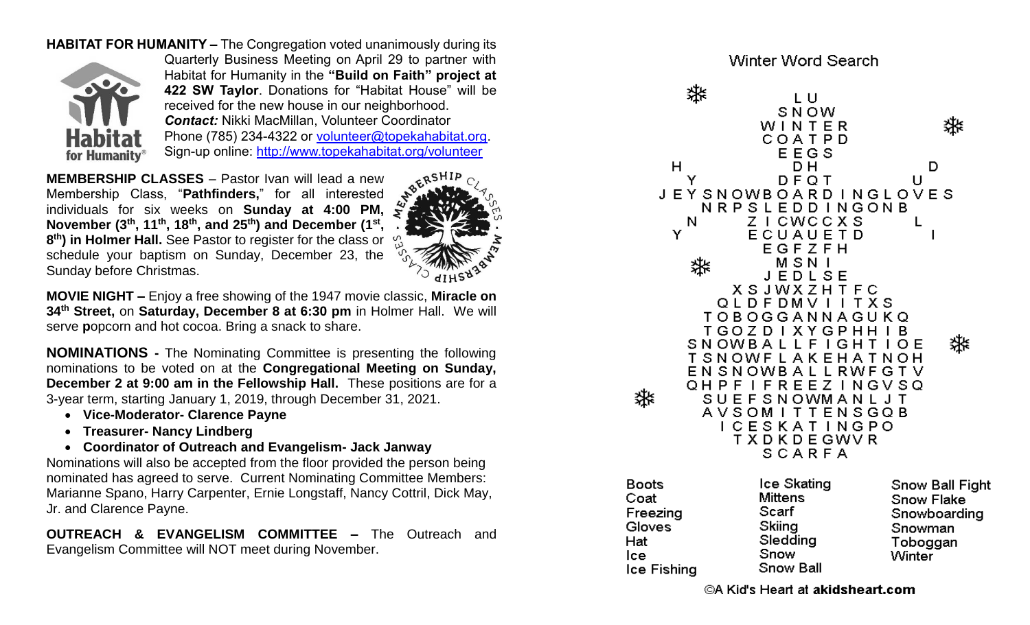**HABITAT FOR HUMANITY –** The Congregation voted unanimously during its Quarterly Business Meeting on April 29 to partner with Habitat for Humanity in the **"Build on Faith" project at 422 SW Taylor**. Donations for "Habitat House" will be received for the new house in our neighborhood.
***Contact:*** Nikki MacMillan, Volunteer Coordinator
Phone (785) 234-4322 or volunteer@topekahabitat.org.
Sign-up online: http://www.topekahabitat.org/volunteer

**MEMBERSHIP CLASSES** – Pastor Ivan will lead a new Membership Class, "**Pathfinders,**" for all interested individuals for six weeks on **Sunday at 4:00 PM, November (3rd, 11th, 18th, and 25th) and December (1st, 8th) in Holmer Hall.** See Pastor to register for the class or schedule your baptism on Sunday, December 23, the Sunday before Christmas.

**MOVIE NIGHT –** Enjoy a free showing of the 1947 movie classic, **Miracle on 34th Street,** on **Saturday, December 8 at 6:30 pm** in Holmer Hall. We will serve **p**opcorn and hot cocoa. Bring a snack to share.

**NOMINATIONS -** The Nominating Committee is presenting the following nominations to be voted on at the **Congregational Meeting on Sunday, December 2 at 9:00 am in the Fellowship Hall.** These positions are for a 3-year term, starting January 1, 2019, through December 31, 2021.

- **Vice-Moderator- Clarence Payne**
- **Treasurer- Nancy Lindberg**
- **Coordinator of Outreach and Evangelism- Jack Janway**

Nominations will also be accepted from the floor provided the person being nominated has agreed to serve. Current Nominating Committee Members: Marianne Spano, Harry Carpenter, Ernie Longstaff, Nancy Cottril, Dick May, Jr. and Clarence Payne.

**OUTREACH & EVANGELISM COMMITTEE –** The Outreach and Evangelism Committee will NOT meet during November.

## Winter Word Search

```
                    L U
                  S N O W
                W I N T E R
                C O A T P D
                  E E G S
H                  D H                 D
 Y                D F Q T             U
J E Y S N O W B O A R D I N G L O V E S
    N R P S L E D D I N G O N B
  N            Z I C W C C X S        L
Y              E C U A U E T D          I
                E G F Z F H
                  M S N I
                J E D L S E
            X S J W X Z H T F C
          Q L D F D M V I I T X S
        T O B O G G A N N A G U K Q
        T G O Z D I X Y G P H H I B
      S N O W B A L L F I G H T I O E
      T S N O W F L A K E H A T N O H
      E N S N O W B A L L R W F G T V
      Q H P F I F R E E Z I N G V S Q
        S U E F S N O W M A N L J T
        A V S O M I T T E N S G Q B
          I C E S K A T I N G P O
            T X D K D E G W V R
              S C A R F A
```

| | | |
|---|---|---|
| Boots | Ice Skating | Snow Ball Fight |
| Coat | Mittens | Snow Flake |
| Freezing | Scarf | Snowboarding |
| Gloves | Skiing | Snowman |
| Hat | Sledding | Toboggan |
| Ice | Snow | Winter |
| Ice Fishing | Snow Ball | |

©A Kid's Heart at **akidsheart.com**